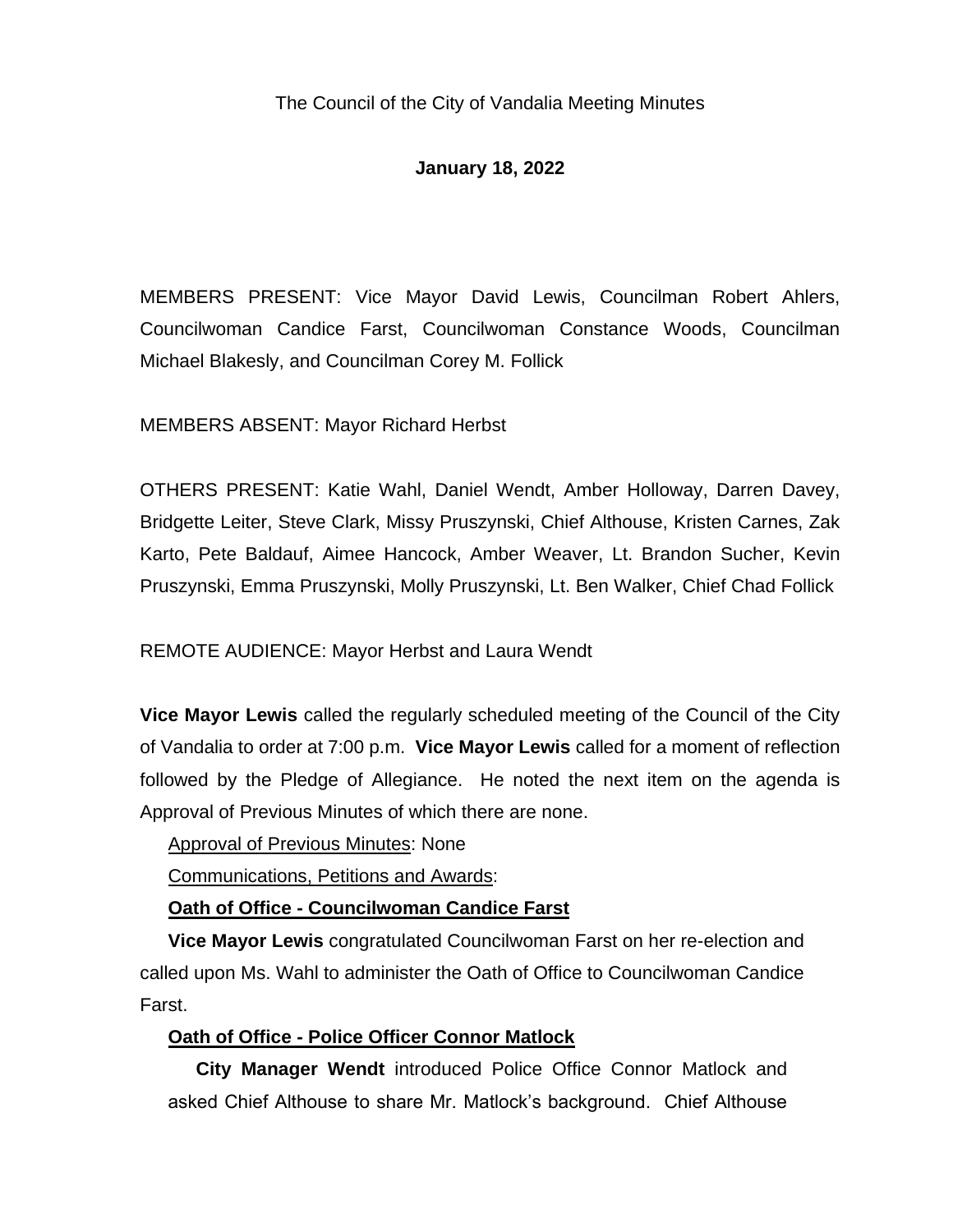The Council of the City of Vandalia Meeting Minutes

**January 18, 2022**

MEMBERS PRESENT: Vice Mayor David Lewis, Councilman Robert Ahlers, Councilwoman Candice Farst, Councilwoman Constance Woods, Councilman Michael Blakesly, and Councilman Corey M. Follick

MEMBERS ABSENT: Mayor Richard Herbst

OTHERS PRESENT: Katie Wahl, Daniel Wendt, Amber Holloway, Darren Davey, Bridgette Leiter, Steve Clark, Missy Pruszynski, Chief Althouse, Kristen Carnes, Zak Karto, Pete Baldauf, Aimee Hancock, Amber Weaver, Lt. Brandon Sucher, Kevin Pruszynski, Emma Pruszynski, Molly Pruszynski, Lt. Ben Walker, Chief Chad Follick

REMOTE AUDIENCE: Mayor Herbst and Laura Wendt

**Vice Mayor Lewis** called the regularly scheduled meeting of the Council of the City of Vandalia to order at 7:00 p.m. **Vice Mayor Lewis** called for a moment of reflection followed by the Pledge of Allegiance. He noted the next item on the agenda is Approval of Previous Minutes of which there are none.

Approval of Previous Minutes: None

Communications, Petitions and Awards:

**Oath of Office - Councilwoman Candice Farst**

**Vice Mayor Lewis** congratulated Councilwoman Farst on her re-election and called upon Ms. Wahl to administer the Oath of Office to Councilwoman Candice Farst.

**Oath of Office - Police Officer Connor Matlock**

**City Manager Wendt** introduced Police Office Connor Matlock and asked Chief Althouse to share Mr. Matlock's background. Chief Althouse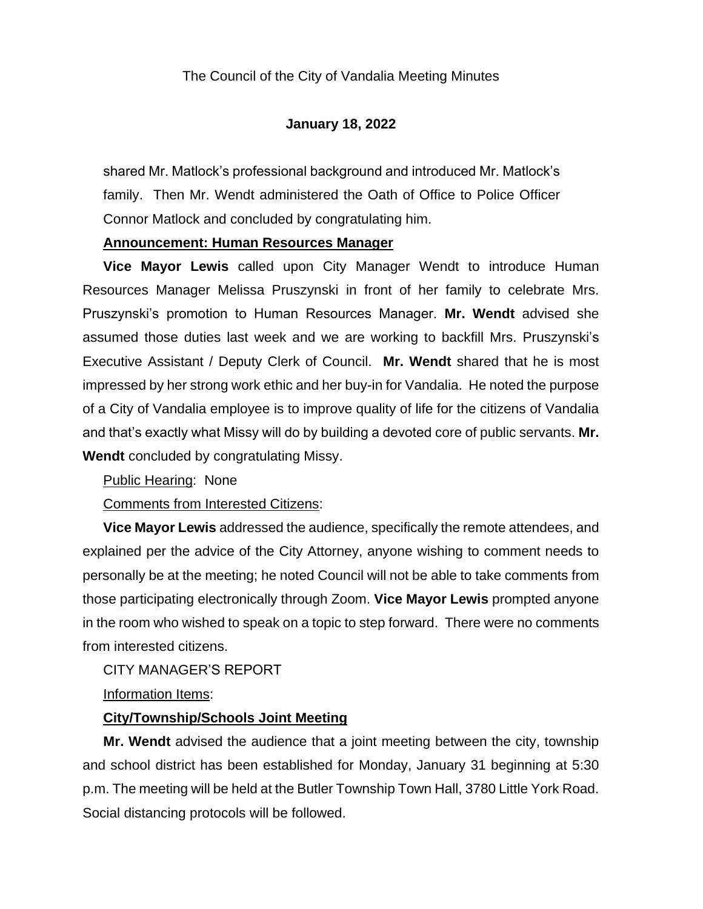shared Mr. Matlock's professional background and introduced Mr. Matlock's family. Then Mr. Wendt administered the Oath of Office to Police Officer Connor Matlock and concluded by congratulating him.

**Announcement: Human Resources Manager**

**Vice Mayor Lewis** called upon City Manager Wendt to introduce Human Resources Manager Melissa Pruszynski in front of her family to celebrate Mrs. Pruszynski's promotion to Human Resources Manager. **Mr. Wendt** advised she assumed those duties last week and we are working to backfill Mrs. Pruszynski's Executive Assistant / Deputy Clerk of Council. **Mr. Wendt** shared that he is most impressed by her strong work ethic and her buy-in for Vandalia. He noted the purpose of a City of Vandalia employee is to improve quality of life for the citizens of Vandalia and that's exactly what Missy will do by building a devoted core of public servants. **Mr. Wendt** concluded by congratulating Missy.

Public Hearing: None

Comments from Interested Citizens:

**Vice Mayor Lewis** addressed the audience, specifically the remote attendees, and explained per the advice of the City Attorney, anyone wishing to comment needs to personally be at the meeting; he noted Council will not be able to take comments from those participating electronically through Zoom. **Vice Mayor Lewis** prompted anyone in the room who wished to speak on a topic to step forward. There were no comments from interested citizens.

CITY MANAGER'S REPORT

Information Items:

**City/Township/Schools Joint Meeting**

**Mr. Wendt** advised the audience that a joint meeting between the city, township and school district has been established for Monday, January 31 beginning at 5:30 p.m. The meeting will be held at the Butler Township Town Hall, 3780 Little York Road. Social distancing protocols will be followed.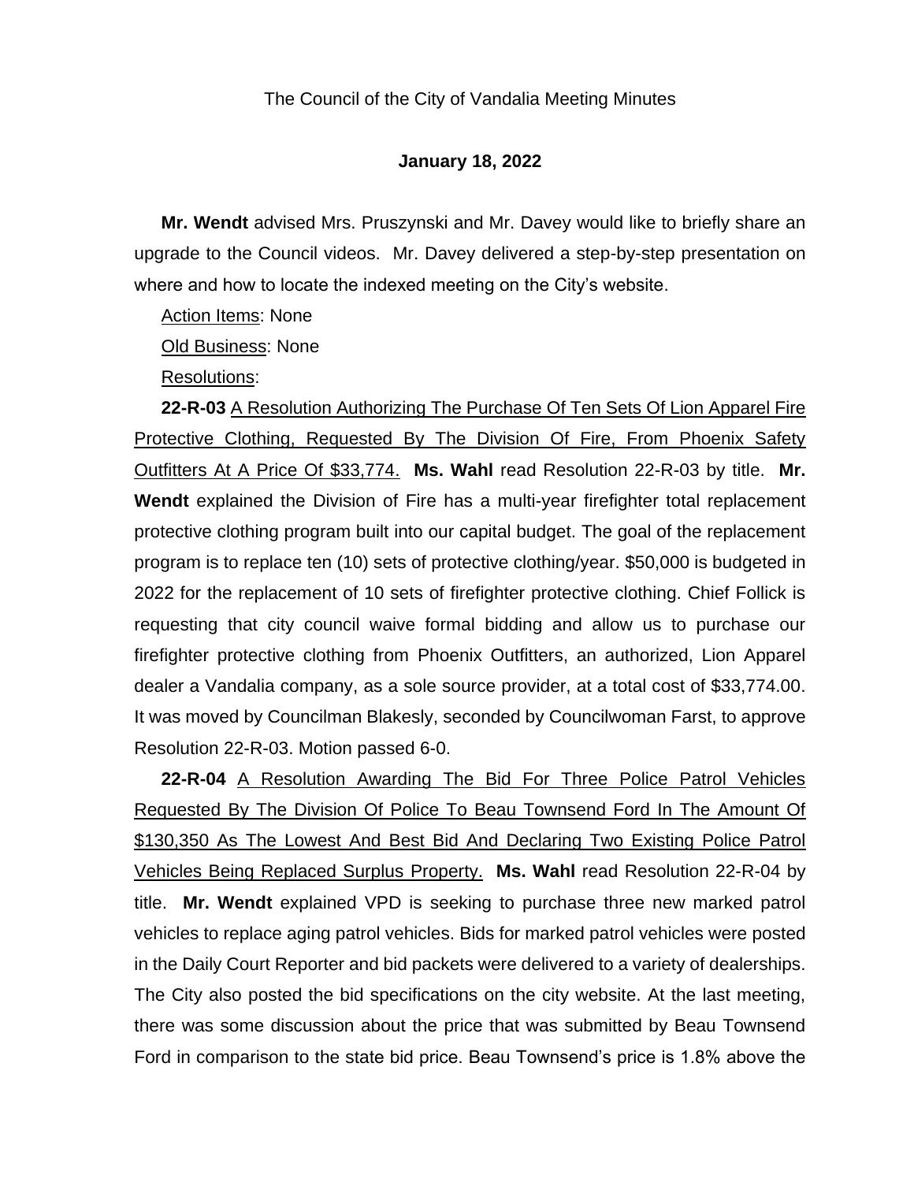The Council of the City of Vandalia Meeting Minutes

**January 18, 2022**

**Mr. Wendt** advised Mrs. Pruszynski and Mr. Davey would like to briefly share an upgrade to the Council videos. Mr. Davey delivered a step-by-step presentation on where and how to locate the indexed meeting on the City's website.

<u>Action Items</u>: None

<u>Old Business</u>: None

<u>Resolutions</u>:

**22-R-03** <u>A Resolution Authorizing The Purchase Of Ten Sets Of Lion Apparel Fire Protective Clothing, Requested By The Division Of Fire, From Phoenix Safety Outfitters At A Price Of $33,774.</u> **Ms. Wahl** read Resolution 22-R-03 by title. **Mr. Wendt** explained the Division of Fire has a multi-year firefighter total replacement protective clothing program built into our capital budget. The goal of the replacement program is to replace ten (10) sets of protective clothing/year. $50,000 is budgeted in 2022 for the replacement of 10 sets of firefighter protective clothing. Chief Follick is requesting that city council waive formal bidding and allow us to purchase our firefighter protective clothing from Phoenix Outfitters, an authorized, Lion Apparel dealer a Vandalia company, as a sole source provider, at a total cost of $33,774.00. It was moved by Councilman Blakesly, seconded by Councilwoman Farst, to approve Resolution 22-R-03. Motion passed 6-0.

**22-R-04** <u>A Resolution Awarding The Bid For Three Police Patrol Vehicles Requested By The Division Of Police To Beau Townsend Ford In The Amount Of $130,350 As The Lowest And Best Bid And Declaring Two Existing Police Patrol Vehicles Being Replaced Surplus Property.</u> **Ms. Wahl** read Resolution 22-R-04 by title. **Mr. Wendt** explained VPD is seeking to purchase three new marked patrol vehicles to replace aging patrol vehicles. Bids for marked patrol vehicles were posted in the Daily Court Reporter and bid packets were delivered to a variety of dealerships. The City also posted the bid specifications on the city website. At the last meeting, there was some discussion about the price that was submitted by Beau Townsend Ford in comparison to the state bid price. Beau Townsend's price is 1.8% above the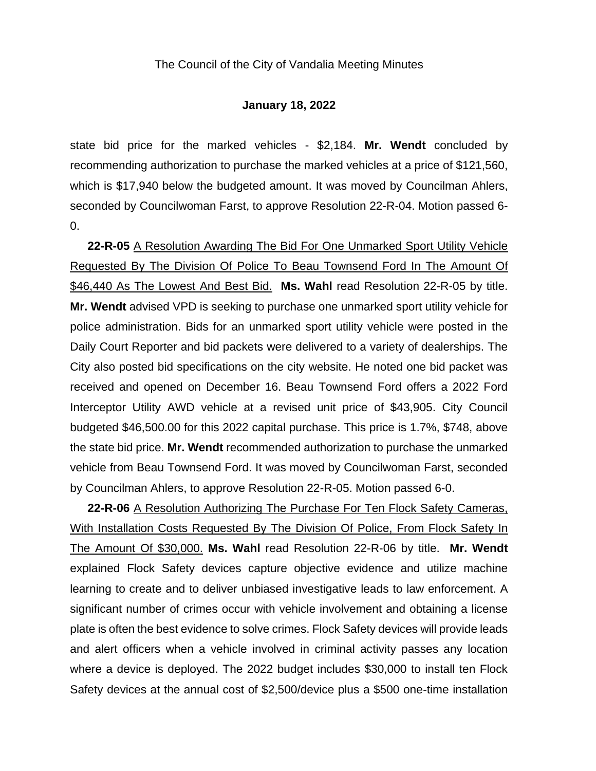state bid price for the marked vehicles - $2,184. **Mr. Wendt** concluded by recommending authorization to purchase the marked vehicles at a price of $121,560, which is $17,940 below the budgeted amount. It was moved by Councilman Ahlers, seconded by Councilwoman Farst, to approve Resolution 22-R-04. Motion passed 6-0.

**22-R-05** A Resolution Awarding The Bid For One Unmarked Sport Utility Vehicle Requested By The Division Of Police To Beau Townsend Ford In The Amount Of $46,440 As The Lowest And Best Bid. **Ms. Wahl** read Resolution 22-R-05 by title. **Mr. Wendt** advised VPD is seeking to purchase one unmarked sport utility vehicle for police administration. Bids for an unmarked sport utility vehicle were posted in the Daily Court Reporter and bid packets were delivered to a variety of dealerships. The City also posted bid specifications on the city website. He noted one bid packet was received and opened on December 16. Beau Townsend Ford offers a 2022 Ford Interceptor Utility AWD vehicle at a revised unit price of $43,905. City Council budgeted $46,500.00 for this 2022 capital purchase. This price is 1.7%, $748, above the state bid price. **Mr. Wendt** recommended authorization to purchase the unmarked vehicle from Beau Townsend Ford. It was moved by Councilwoman Farst, seconded by Councilman Ahlers, to approve Resolution 22-R-05. Motion passed 6-0.

**22-R-06** A Resolution Authorizing The Purchase For Ten Flock Safety Cameras, With Installation Costs Requested By The Division Of Police, From Flock Safety In The Amount Of $30,000. **Ms. Wahl** read Resolution 22-R-06 by title. **Mr. Wendt** explained Flock Safety devices capture objective evidence and utilize machine learning to create and to deliver unbiased investigative leads to law enforcement. A significant number of crimes occur with vehicle involvement and obtaining a license plate is often the best evidence to solve crimes. Flock Safety devices will provide leads and alert officers when a vehicle involved in criminal activity passes any location where a device is deployed. The 2022 budget includes $30,000 to install ten Flock Safety devices at the annual cost of $2,500/device plus a $500 one-time installation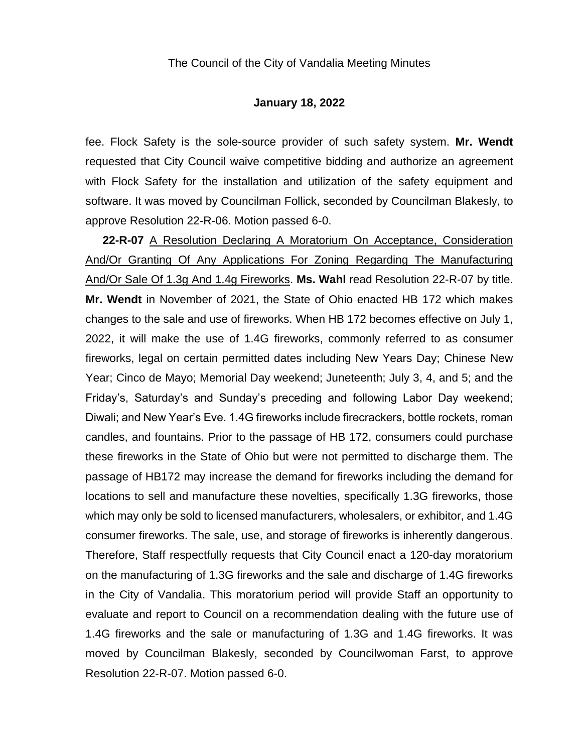fee. Flock Safety is the sole-source provider of such safety system. **Mr. Wendt** requested that City Council waive competitive bidding and authorize an agreement with Flock Safety for the installation and utilization of the safety equipment and software. It was moved by Councilman Follick, seconded by Councilman Blakesly, to approve Resolution 22-R-06. Motion passed 6-0.

**22-R-07** A Resolution Declaring A Moratorium On Acceptance, Consideration And/Or Granting Of Any Applications For Zoning Regarding The Manufacturing And/Or Sale Of 1.3g And 1.4g Fireworks. **Ms. Wahl** read Resolution 22-R-07 by title. **Mr. Wendt** in November of 2021, the State of Ohio enacted HB 172 which makes changes to the sale and use of fireworks. When HB 172 becomes effective on July 1, 2022, it will make the use of 1.4G fireworks, commonly referred to as consumer fireworks, legal on certain permitted dates including New Years Day; Chinese New Year; Cinco de Mayo; Memorial Day weekend; Juneteenth; July 3, 4, and 5; and the Friday's, Saturday's and Sunday's preceding and following Labor Day weekend; Diwali; and New Year's Eve. 1.4G fireworks include firecrackers, bottle rockets, roman candles, and fountains. Prior to the passage of HB 172, consumers could purchase these fireworks in the State of Ohio but were not permitted to discharge them. The passage of HB172 may increase the demand for fireworks including the demand for locations to sell and manufacture these novelties, specifically 1.3G fireworks, those which may only be sold to licensed manufacturers, wholesalers, or exhibitor, and 1.4G consumer fireworks. The sale, use, and storage of fireworks is inherently dangerous. Therefore, Staff respectfully requests that City Council enact a 120-day moratorium on the manufacturing of 1.3G fireworks and the sale and discharge of 1.4G fireworks in the City of Vandalia. This moratorium period will provide Staff an opportunity to evaluate and report to Council on a recommendation dealing with the future use of 1.4G fireworks and the sale or manufacturing of 1.3G and 1.4G fireworks. It was moved by Councilman Blakesly, seconded by Councilwoman Farst, to approve Resolution 22-R-07. Motion passed 6-0.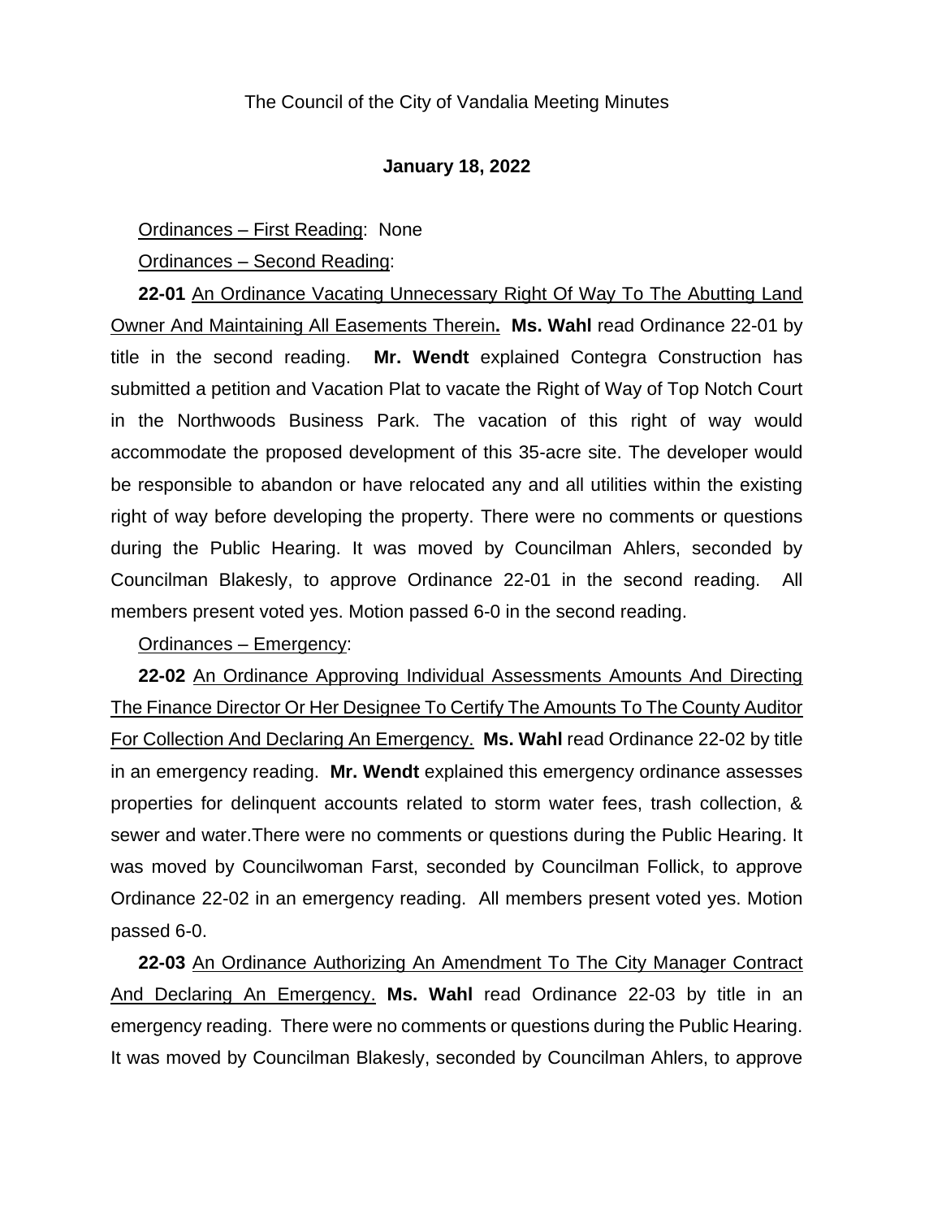The Council of the City of Vandalia Meeting Minutes

**January 18, 2022**

Ordinances – First Reading: None

Ordinances – Second Reading:

**22-01** An Ordinance Vacating Unnecessary Right Of Way To The Abutting Land Owner And Maintaining All Easements Therein**.** **Ms. Wahl** read Ordinance 22-01 by title in the second reading. **Mr. Wendt** explained Contegra Construction has submitted a petition and Vacation Plat to vacate the Right of Way of Top Notch Court in the Northwoods Business Park. The vacation of this right of way would accommodate the proposed development of this 35-acre site. The developer would be responsible to abandon or have relocated any and all utilities within the existing right of way before developing the property. There were no comments or questions during the Public Hearing. It was moved by Councilman Ahlers, seconded by Councilman Blakesly, to approve Ordinance 22-01 in the second reading. All members present voted yes. Motion passed 6-0 in the second reading.

Ordinances – Emergency:

**22-02** An Ordinance Approving Individual Assessments Amounts And Directing The Finance Director Or Her Designee To Certify The Amounts To The County Auditor For Collection And Declaring An Emergency. **Ms. Wahl** read Ordinance 22-02 by title in an emergency reading. **Mr. Wendt** explained this emergency ordinance assesses properties for delinquent accounts related to storm water fees, trash collection, & sewer and water.There were no comments or questions during the Public Hearing. It was moved by Councilwoman Farst, seconded by Councilman Follick, to approve Ordinance 22-02 in an emergency reading. All members present voted yes. Motion passed 6-0.

**22-03** An Ordinance Authorizing An Amendment To The City Manager Contract And Declaring An Emergency. **Ms. Wahl** read Ordinance 22-03 by title in an emergency reading. There were no comments or questions during the Public Hearing. It was moved by Councilman Blakesly, seconded by Councilman Ahlers, to approve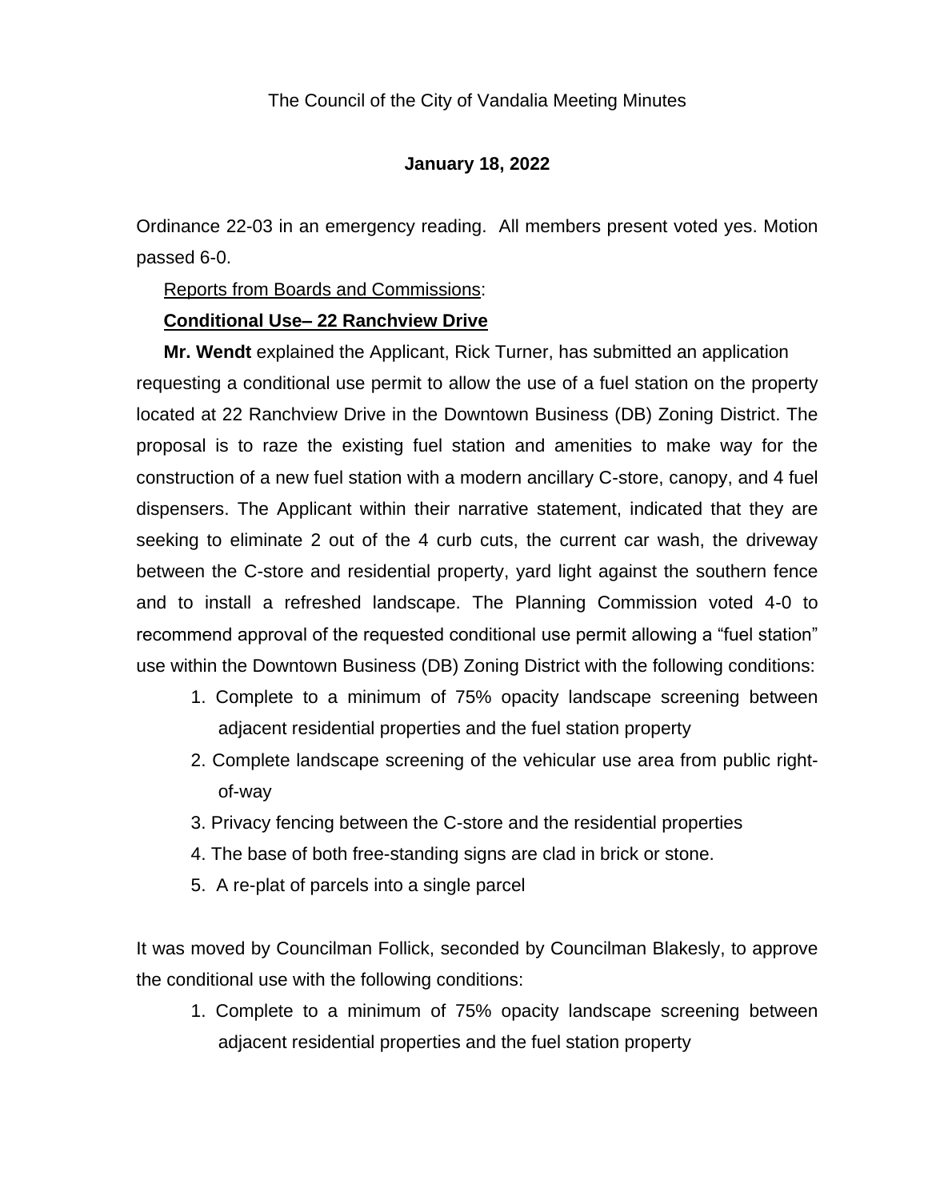The Council of the City of Vandalia Meeting Minutes

**January 18, 2022**

Ordinance 22-03 in an emergency reading. All members present voted yes. Motion passed 6-0.

Reports from Boards and Commissions:

**Conditional Use– 22 Ranchview Drive**

**Mr. Wendt** explained the Applicant, Rick Turner, has submitted an application requesting a conditional use permit to allow the use of a fuel station on the property located at 22 Ranchview Drive in the Downtown Business (DB) Zoning District. The proposal is to raze the existing fuel station and amenities to make way for the construction of a new fuel station with a modern ancillary C-store, canopy, and 4 fuel dispensers. The Applicant within their narrative statement, indicated that they are seeking to eliminate 2 out of the 4 curb cuts, the current car wash, the driveway between the C-store and residential property, yard light against the southern fence and to install a refreshed landscape. The Planning Commission voted 4-0 to recommend approval of the requested conditional use permit allowing a "fuel station" use within the Downtown Business (DB) Zoning District with the following conditions:

1. Complete to a minimum of 75% opacity landscape screening between adjacent residential properties and the fuel station property
2. Complete landscape screening of the vehicular use area from public right-of-way
3. Privacy fencing between the C-store and the residential properties
4. The base of both free-standing signs are clad in brick or stone.
5. A re-plat of parcels into a single parcel

It was moved by Councilman Follick, seconded by Councilman Blakesly, to approve the conditional use with the following conditions:

1. Complete to a minimum of 75% opacity landscape screening between adjacent residential properties and the fuel station property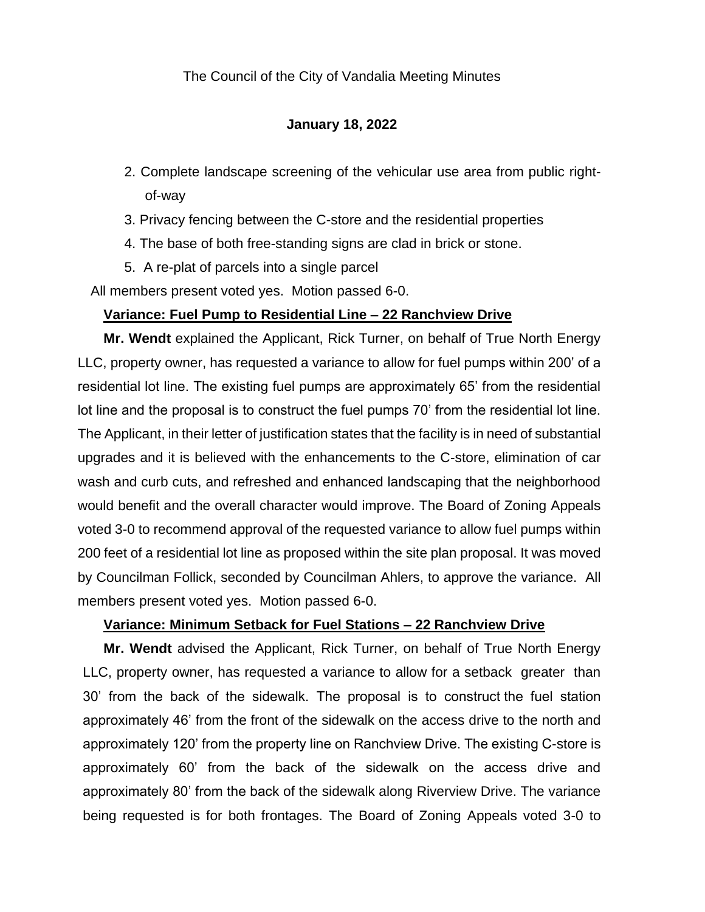The Council of the City of Vandalia Meeting Minutes

**January 18, 2022**

2. Complete landscape screening of the vehicular use area from public right-of-way
3. Privacy fencing between the C-store and the residential properties
4. The base of both free-standing signs are clad in brick or stone.
5. A re-plat of parcels into a single parcel

All members present voted yes. Motion passed 6-0.

**Variance: Fuel Pump to Residential Line – 22 Ranchview Drive**

**Mr. Wendt** explained the Applicant, Rick Turner, on behalf of True North Energy LLC, property owner, has requested a variance to allow for fuel pumps within 200' of a residential lot line. The existing fuel pumps are approximately 65' from the residential lot line and the proposal is to construct the fuel pumps 70' from the residential lot line. The Applicant, in their letter of justification states that the facility is in need of substantial upgrades and it is believed with the enhancements to the C-store, elimination of car wash and curb cuts, and refreshed and enhanced landscaping that the neighborhood would benefit and the overall character would improve. The Board of Zoning Appeals voted 3-0 to recommend approval of the requested variance to allow fuel pumps within 200 feet of a residential lot line as proposed within the site plan proposal. It was moved by Councilman Follick, seconded by Councilman Ahlers, to approve the variance. All members present voted yes. Motion passed 6-0.

**Variance: Minimum Setback for Fuel Stations – 22 Ranchview Drive**

**Mr. Wendt** advised the Applicant, Rick Turner, on behalf of True North Energy LLC, property owner, has requested a variance to allow for a setback greater than 30' from the back of the sidewalk. The proposal is to construct the fuel station approximately 46' from the front of the sidewalk on the access drive to the north and approximately 120' from the property line on Ranchview Drive. The existing C-store is approximately 60' from the back of the sidewalk on the access drive and approximately 80' from the back of the sidewalk along Riverview Drive. The variance being requested is for both frontages. The Board of Zoning Appeals voted 3-0 to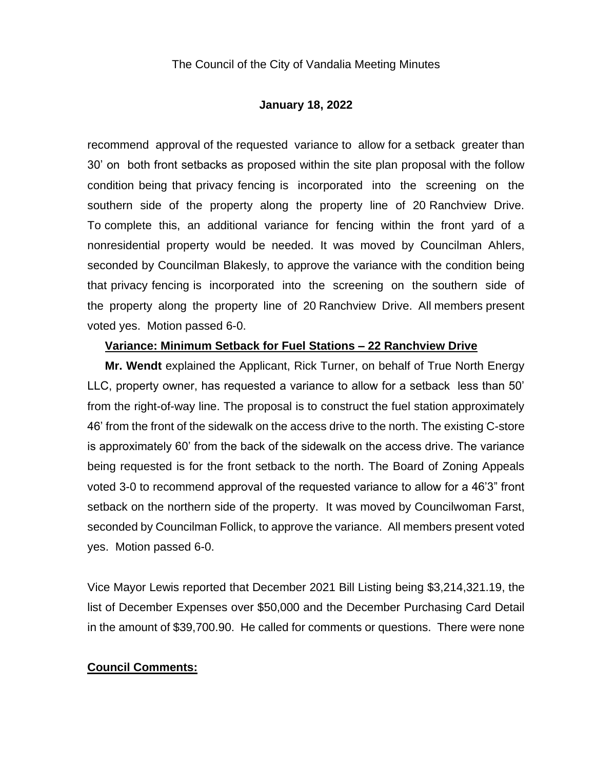recommend approval of the requested variance to allow for a setback greater than 30' on both front setbacks as proposed within the site plan proposal with the follow condition being that privacy fencing is incorporated into the screening on the southern side of the property along the property line of 20 Ranchview Drive. To complete this, an additional variance for fencing within the front yard of a nonresidential property would be needed. It was moved by Councilman Ahlers, seconded by Councilman Blakesly, to approve the variance with the condition being that privacy fencing is incorporated into the screening on the southern side of the property along the property line of 20 Ranchview Drive. All members present voted yes. Motion passed 6-0.

**Variance: Minimum Setback for Fuel Stations – 22 Ranchview Drive**

**Mr. Wendt** explained the Applicant, Rick Turner, on behalf of True North Energy LLC, property owner, has requested a variance to allow for a setback less than 50' from the right-of-way line. The proposal is to construct the fuel station approximately 46' from the front of the sidewalk on the access drive to the north. The existing C-store is approximately 60' from the back of the sidewalk on the access drive. The variance being requested is for the front setback to the north. The Board of Zoning Appeals voted 3-0 to recommend approval of the requested variance to allow for a 46'3" front setback on the northern side of the property. It was moved by Councilwoman Farst, seconded by Councilman Follick, to approve the variance. All members present voted yes. Motion passed 6-0.

Vice Mayor Lewis reported that December 2021 Bill Listing being $3,214,321.19, the list of December Expenses over $50,000 and the December Purchasing Card Detail in the amount of $39,700.90. He called for comments or questions. There were none

**Council Comments:**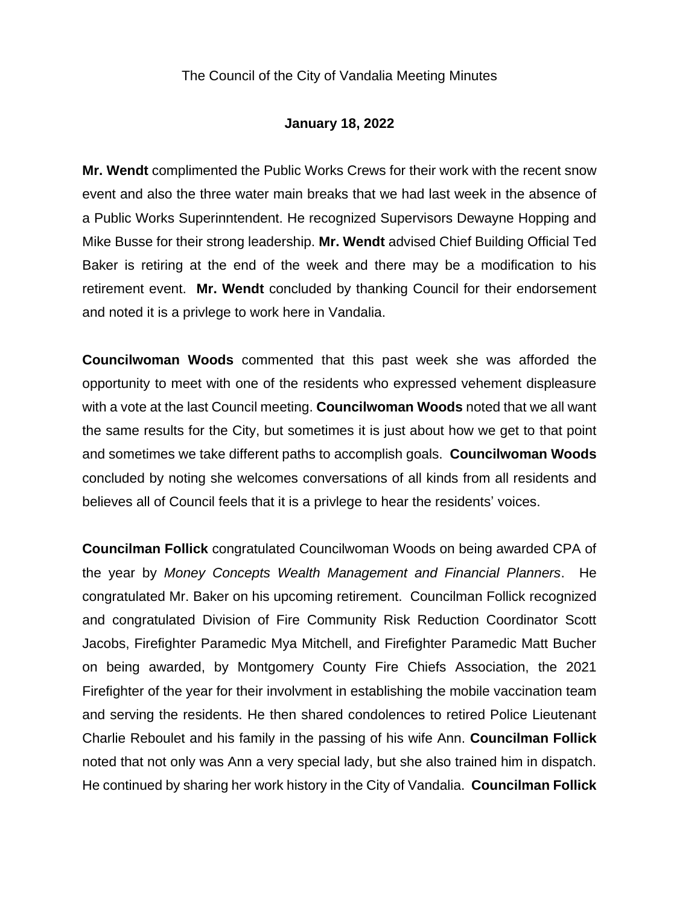The Council of the City of Vandalia Meeting Minutes

**January 18, 2022**

**Mr. Wendt** complimented the Public Works Crews for their work with the recent snow event and also the three water main breaks that we had last week in the absence of a Public Works Superinntendent. He recognized Supervisors Dewayne Hopping and Mike Busse for their strong leadership. **Mr. Wendt** advised Chief Building Official Ted Baker is retiring at the end of the week and there may be a modification to his retirement event. **Mr. Wendt** concluded by thanking Council for their endorsement and noted it is a privlege to work here in Vandalia.

**Councilwoman Woods** commented that this past week she was afforded the opportunity to meet with one of the residents who expressed vehement displeasure with a vote at the last Council meeting. **Councilwoman Woods** noted that we all want the same results for the City, but sometimes it is just about how we get to that point and sometimes we take different paths to accomplish goals. **Councilwoman Woods** concluded by noting she welcomes conversations of all kinds from all residents and believes all of Council feels that it is a privlege to hear the residents' voices.

**Councilman Follick** congratulated Councilwoman Woods on being awarded CPA of the year by *Money Concepts Wealth Management and Financial Planners*. He congratulated Mr. Baker on his upcoming retirement. Councilman Follick recognized and congratulated Division of Fire Community Risk Reduction Coordinator Scott Jacobs, Firefighter Paramedic Mya Mitchell, and Firefighter Paramedic Matt Bucher on being awarded, by Montgomery County Fire Chiefs Association, the 2021 Firefighter of the year for their involvment in establishing the mobile vaccination team and serving the residents. He then shared condolences to retired Police Lieutenant Charlie Reboulet and his family in the passing of his wife Ann. **Councilman Follick** noted that not only was Ann a very special lady, but she also trained him in dispatch. He continued by sharing her work history in the City of Vandalia. **Councilman Follick**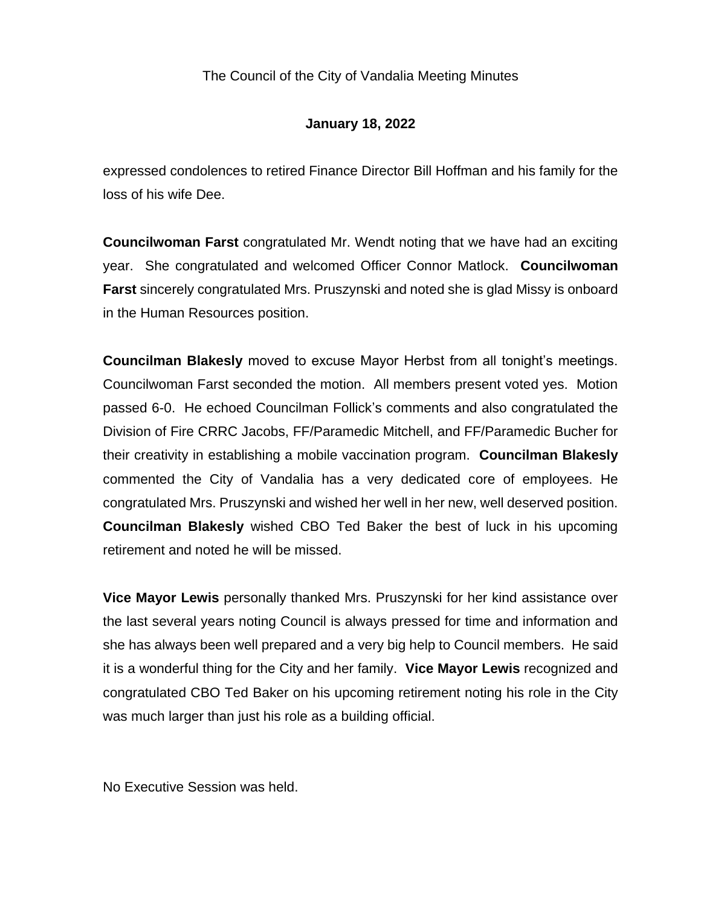expressed condolences to retired Finance Director Bill Hoffman and his family for the loss of his wife Dee.

**Councilwoman Farst** congratulated Mr. Wendt noting that we have had an exciting year. She congratulated and welcomed Officer Connor Matlock. **Councilwoman Farst** sincerely congratulated Mrs. Pruszynski and noted she is glad Missy is onboard in the Human Resources position.

**Councilman Blakesly** moved to excuse Mayor Herbst from all tonight's meetings. Councilwoman Farst seconded the motion. All members present voted yes. Motion passed 6-0. He echoed Councilman Follick's comments and also congratulated the Division of Fire CRRC Jacobs, FF/Paramedic Mitchell, and FF/Paramedic Bucher for their creativity in establishing a mobile vaccination program. **Councilman Blakesly** commented the City of Vandalia has a very dedicated core of employees. He congratulated Mrs. Pruszynski and wished her well in her new, well deserved position. **Councilman Blakesly** wished CBO Ted Baker the best of luck in his upcoming retirement and noted he will be missed.

**Vice Mayor Lewis** personally thanked Mrs. Pruszynski for her kind assistance over the last several years noting Council is always pressed for time and information and she has always been well prepared and a very big help to Council members. He said it is a wonderful thing for the City and her family. **Vice Mayor Lewis** recognized and congratulated CBO Ted Baker on his upcoming retirement noting his role in the City was much larger than just his role as a building official.

No Executive Session was held.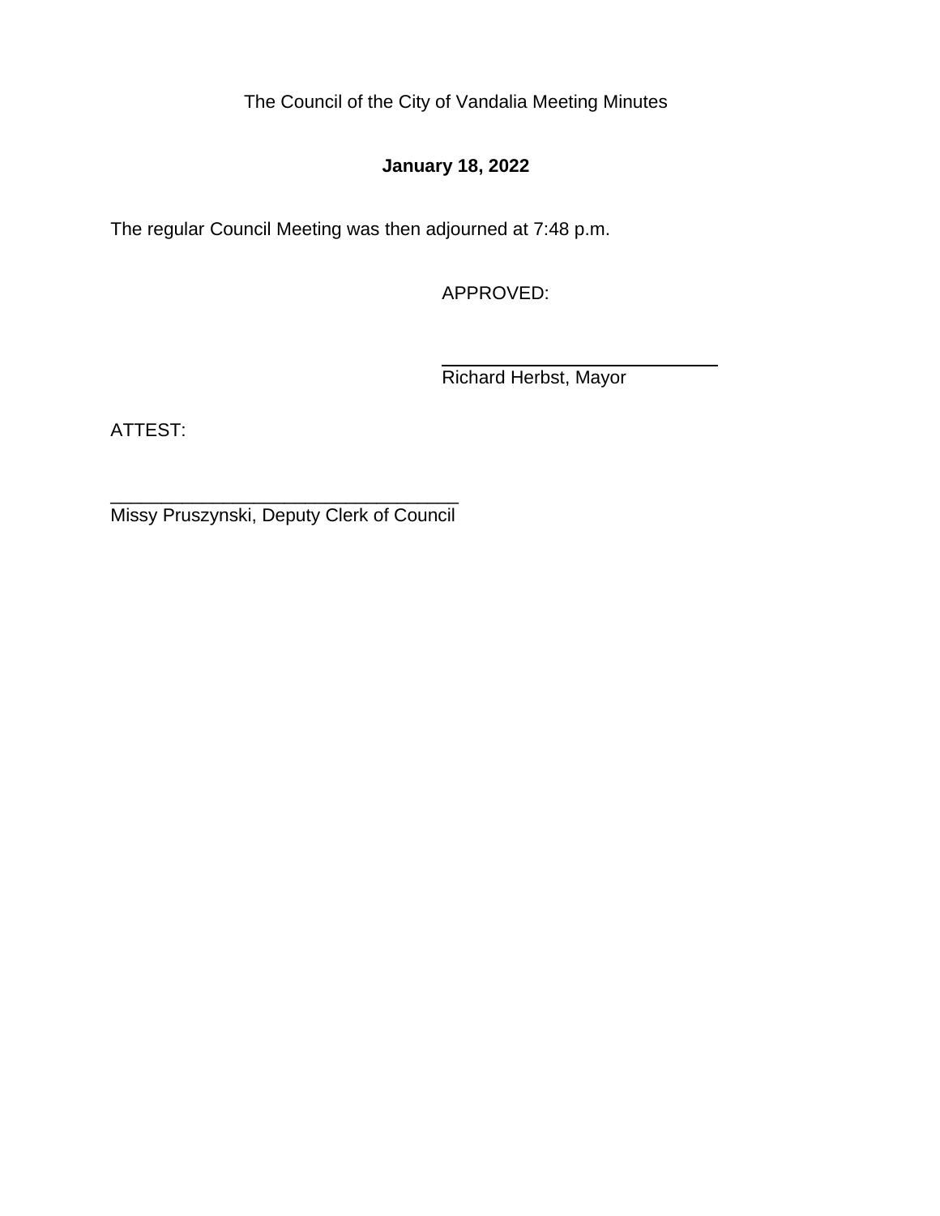The Council of the City of Vandalia Meeting Minutes

**January 18, 2022**

The regular Council Meeting was then adjourned at 7:48 p.m.

APPROVED:

\_\_\_\_\_\_\_\_\_\_\_\_\_\_\_\_\_\_\_\_\_\_\_\_\_\_\_\_
Richard Herbst, Mayor

ATTEST:

\_\_\_\_\_\_\_\_\_\_\_\_\_\_\_\_\_\_\_\_\_\_\_\_\_\_\_\_\_\_\_\_\_\_\_
Missy Pruszynski, Deputy Clerk of Council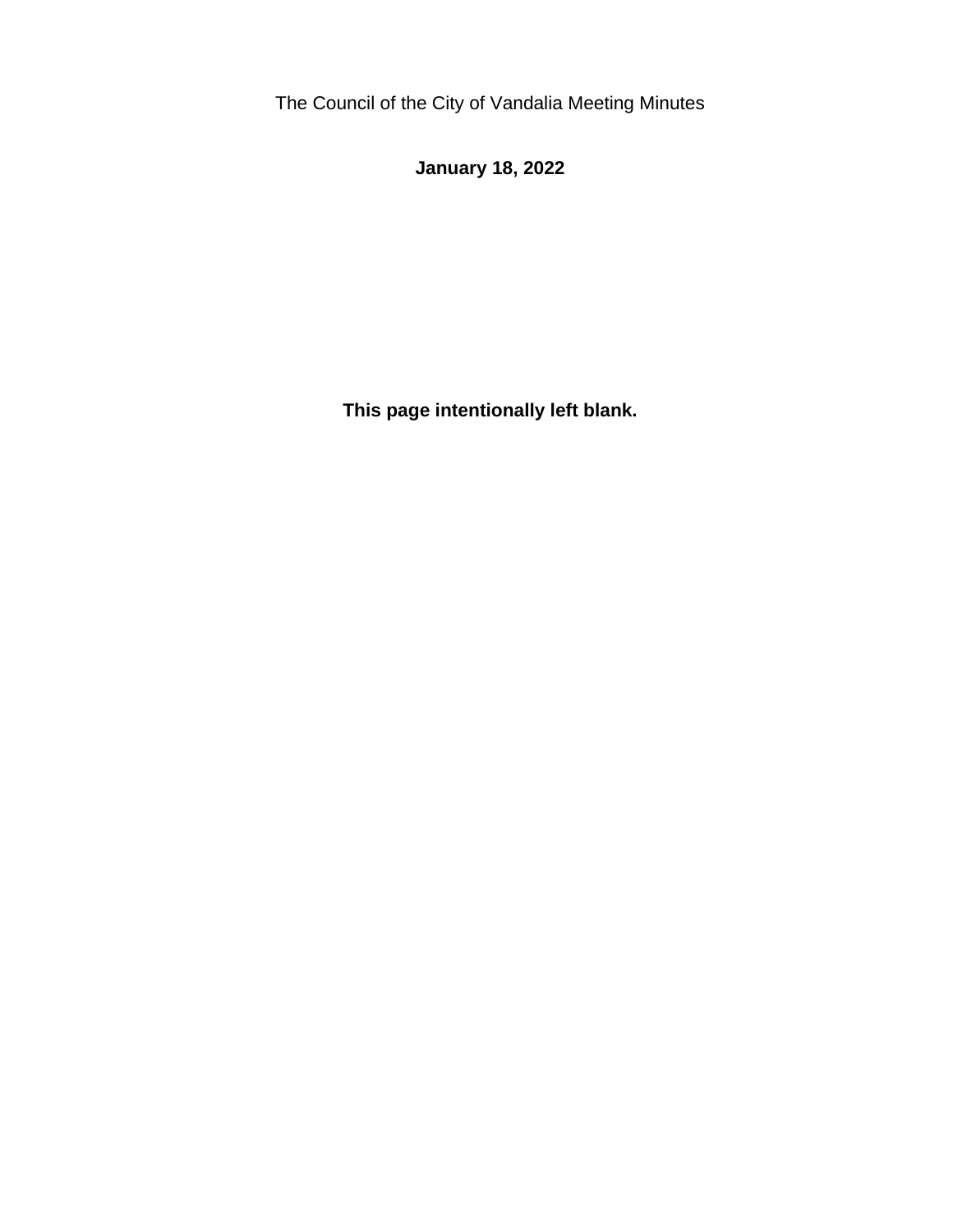The Council of the City of Vandalia Meeting Minutes

**January 18, 2022**

**This page intentionally left blank.**